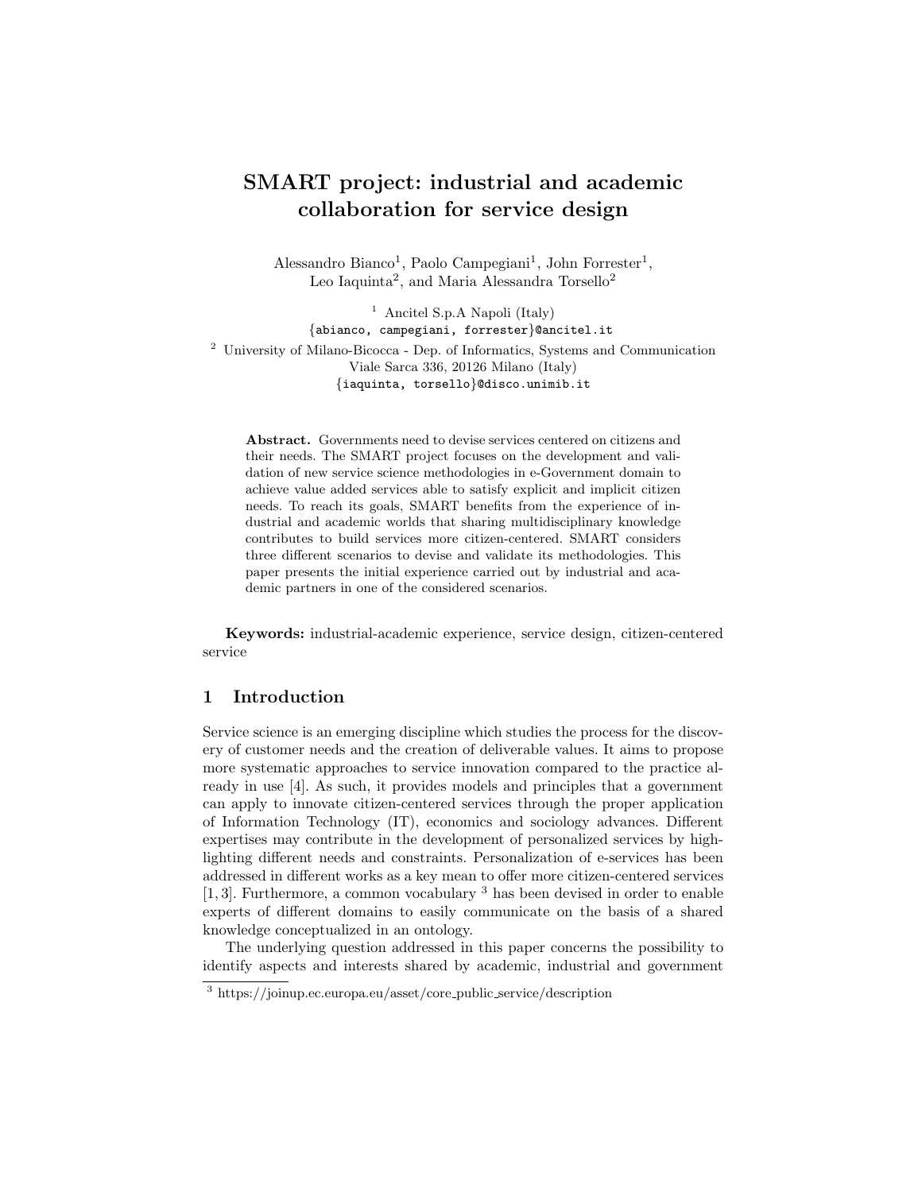# SMART project: industrial and academic collaboration for service design

Alessandro Bianco[1], Paolo Campegiani[1], John Forrester[1], Leo Iaquinta[2], and Maria Alessandra Torsello[2]

[1] Ancitel S.p.A Napoli (Italy)
{abianco, campegiani, forrester}@ancitel.it

[2] University of Milano-Bicocca - Dep. of Informatics, Systems and Communication
Viale Sarca 336, 20126 Milano (Italy)
{iaquinta, torsello}@disco.unimib.it

**Abstract.** Governments need to devise services centered on citizens and their needs. The SMART project focuses on the development and validation of new service science methodologies in e-Government domain to achieve value added services able to satisfy explicit and implicit citizen needs. To reach its goals, SMART benefits from the experience of industrial and academic worlds that sharing multidisciplinary knowledge contributes to build services more citizen-centered. SMART considers three different scenarios to devise and validate its methodologies. This paper presents the initial experience carried out by industrial and academic partners in one of the considered scenarios.

**Keywords:** industrial-academic experience, service design, citizen-centered service

## 1 Introduction

Service science is an emerging discipline which studies the process for the discovery of customer needs and the creation of deliverable values. It aims to propose more systematic approaches to service innovation compared to the practice already in use [4]. As such, it provides models and principles that a government can apply to innovate citizen-centered services through the proper application of Information Technology (IT), economics and sociology advances. Different expertises may contribute in the development of personalized services by highlighting different needs and constraints. Personalization of e-services has been addressed in different works as a key mean to offer more citizen-centered services [1, 3]. Furthermore, a common vocabulary [3] has been devised in order to enable experts of different domains to easily communicate on the basis of a shared knowledge conceptualized in an ontology.

The underlying question addressed in this paper concerns the possibility to identify aspects and interests shared by academic, industrial and government

[3] https://joinup.ec.europa.eu/asset/core_public_service/description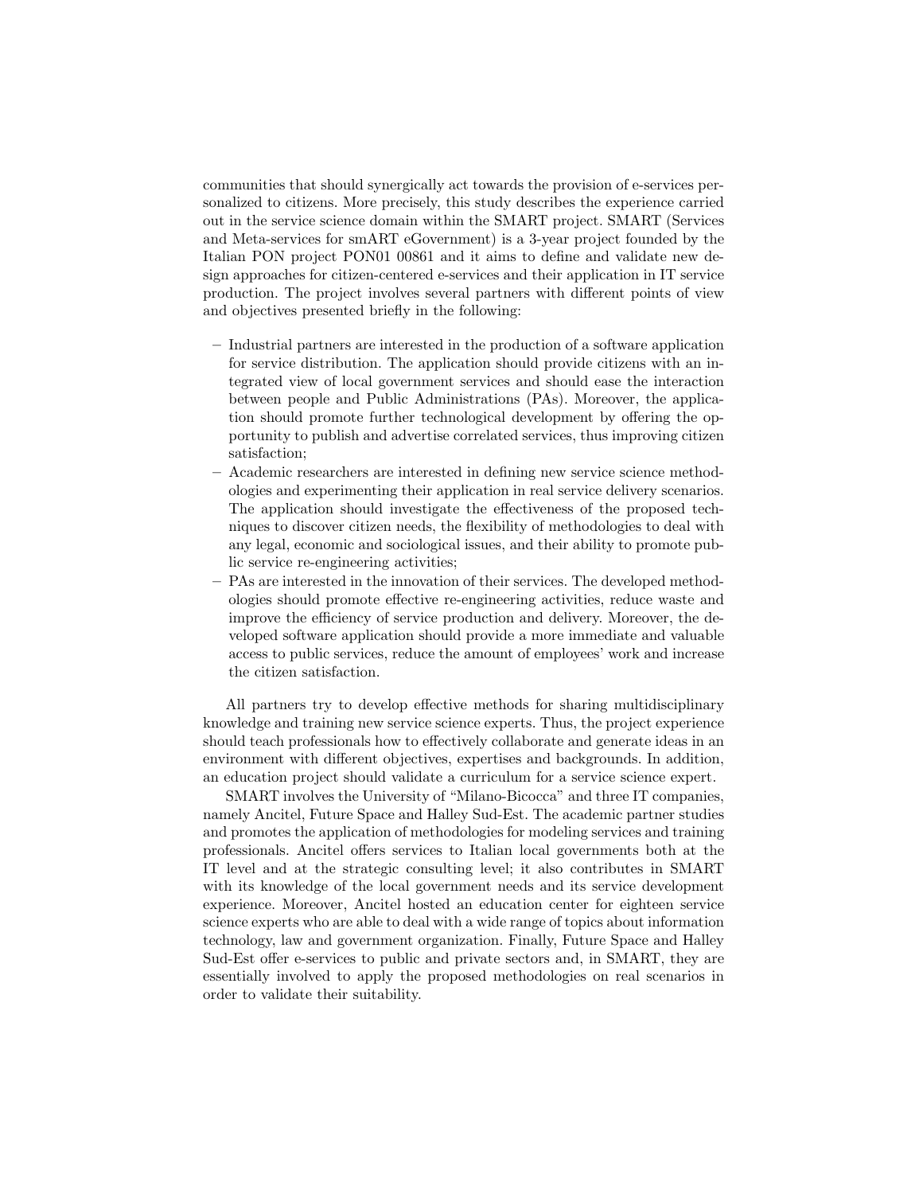communities that should synergically act towards the provision of e-services personalized to citizens. More precisely, this study describes the experience carried out in the service science domain within the SMART project. SMART (Services and Meta-services for smART eGovernment) is a 3-year project founded by the Italian PON project PON01 00861 and it aims to define and validate new design approaches for citizen-centered e-services and their application in IT service production. The project involves several partners with different points of view and objectives presented briefly in the following:

- Industrial partners are interested in the production of a software application for service distribution. The application should provide citizens with an integrated view of local government services and should ease the interaction between people and Public Administrations (PAs). Moreover, the application should promote further technological development by offering the opportunity to publish and advertise correlated services, thus improving citizen satisfaction;
- Academic researchers are interested in defining new service science methodologies and experimenting their application in real service delivery scenarios. The application should investigate the effectiveness of the proposed techniques to discover citizen needs, the flexibility of methodologies to deal with any legal, economic and sociological issues, and their ability to promote public service re-engineering activities;
- PAs are interested in the innovation of their services. The developed methodologies should promote effective re-engineering activities, reduce waste and improve the efficiency of service production and delivery. Moreover, the developed software application should provide a more immediate and valuable access to public services, reduce the amount of employees' work and increase the citizen satisfaction.

All partners try to develop effective methods for sharing multidisciplinary knowledge and training new service science experts. Thus, the project experience should teach professionals how to effectively collaborate and generate ideas in an environment with different objectives, expertises and backgrounds. In addition, an education project should validate a curriculum for a service science expert.

SMART involves the University of "Milano-Bicocca" and three IT companies, namely Ancitel, Future Space and Halley Sud-Est. The academic partner studies and promotes the application of methodologies for modeling services and training professionals. Ancitel offers services to Italian local governments both at the IT level and at the strategic consulting level; it also contributes in SMART with its knowledge of the local government needs and its service development experience. Moreover, Ancitel hosted an education center for eighteen service science experts who are able to deal with a wide range of topics about information technology, law and government organization. Finally, Future Space and Halley Sud-Est offer e-services to public and private sectors and, in SMART, they are essentially involved to apply the proposed methodologies on real scenarios in order to validate their suitability.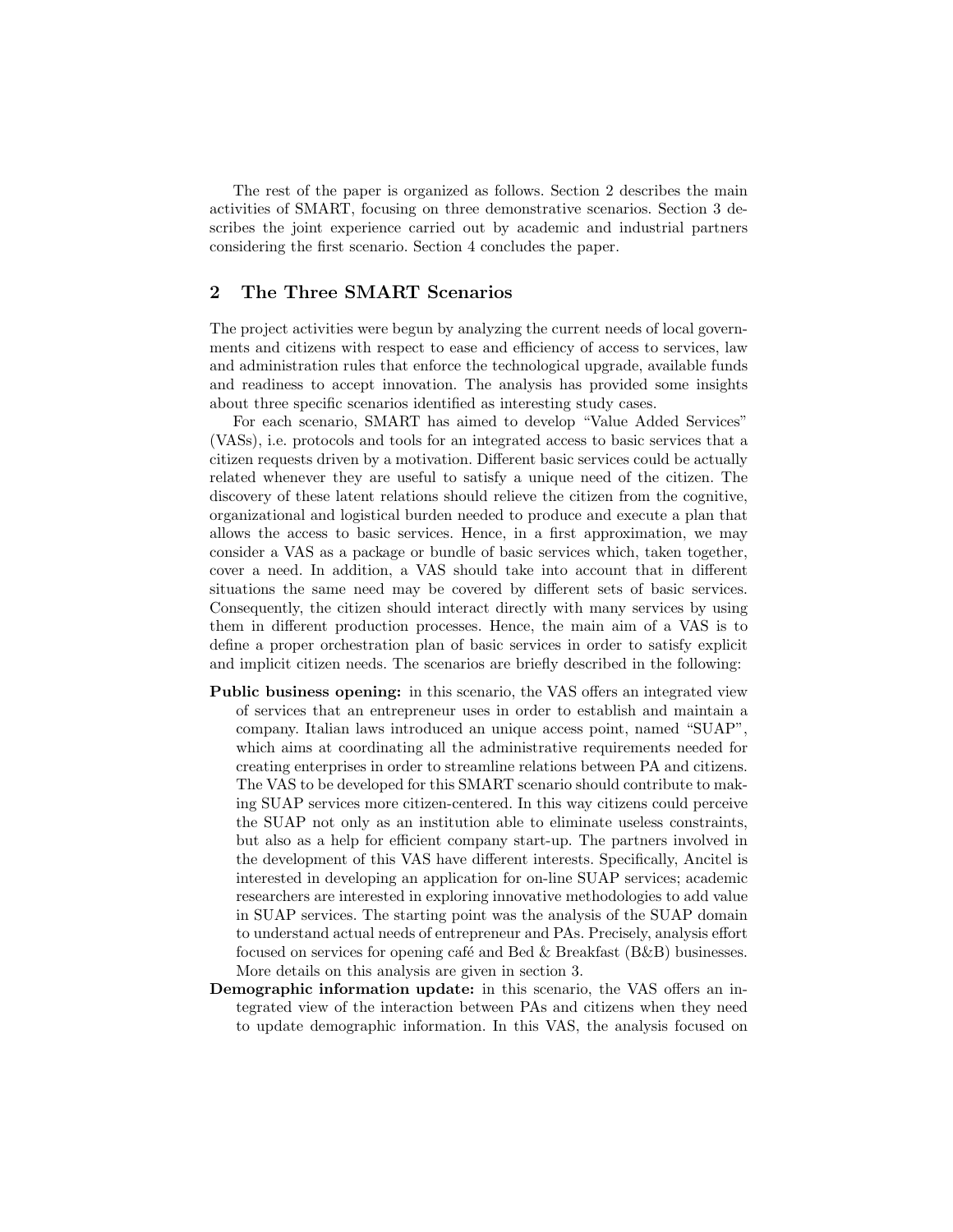The rest of the paper is organized as follows. Section 2 describes the main activities of SMART, focusing on three demonstrative scenarios. Section 3 describes the joint experience carried out by academic and industrial partners considering the first scenario. Section 4 concludes the paper.

## 2 The Three SMART Scenarios

The project activities were begun by analyzing the current needs of local governments and citizens with respect to ease and efficiency of access to services, law and administration rules that enforce the technological upgrade, available funds and readiness to accept innovation. The analysis has provided some insights about three specific scenarios identified as interesting study cases.

For each scenario, SMART has aimed to develop "Value Added Services" (VASs), i.e. protocols and tools for an integrated access to basic services that a citizen requests driven by a motivation. Different basic services could be actually related whenever they are useful to satisfy a unique need of the citizen. The discovery of these latent relations should relieve the citizen from the cognitive, organizational and logistical burden needed to produce and execute a plan that allows the access to basic services. Hence, in a first approximation, we may consider a VAS as a package or bundle of basic services which, taken together, cover a need. In addition, a VAS should take into account that in different situations the same need may be covered by different sets of basic services. Consequently, the citizen should interact directly with many services by using them in different production processes. Hence, the main aim of a VAS is to define a proper orchestration plan of basic services in order to satisfy explicit and implicit citizen needs. The scenarios are briefly described in the following:

- **Public business opening:** in this scenario, the VAS offers an integrated view of services that an entrepreneur uses in order to establish and maintain a company. Italian laws introduced an unique access point, named "SUAP", which aims at coordinating all the administrative requirements needed for creating enterprises in order to streamline relations between PA and citizens. The VAS to be developed for this SMART scenario should contribute to making SUAP services more citizen-centered. In this way citizens could perceive the SUAP not only as an institution able to eliminate useless constraints, but also as a help for efficient company start-up. The partners involved in the development of this VAS have different interests. Specifically, Ancitel is interested in developing an application for on-line SUAP services; academic researchers are interested in exploring innovative methodologies to add value in SUAP services. The starting point was the analysis of the SUAP domain to understand actual needs of entrepreneur and PAs. Precisely, analysis effort focused on services for opening café and Bed & Breakfast (B&B) businesses. More details on this analysis are given in section 3.
- **Demographic information update:** in this scenario, the VAS offers an integrated view of the interaction between PAs and citizens when they need to update demographic information. In this VAS, the analysis focused on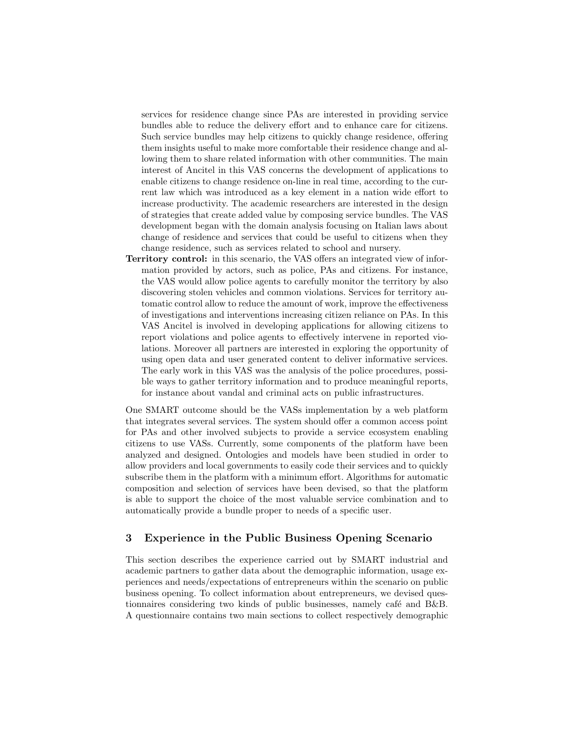services for residence change since PAs are interested in providing service bundles able to reduce the delivery effort and to enhance care for citizens. Such service bundles may help citizens to quickly change residence, offering them insights useful to make more comfortable their residence change and allowing them to share related information with other communities. The main interest of Ancitel in this VAS concerns the development of applications to enable citizens to change residence on-line in real time, according to the current law which was introduced as a key element in a nation wide effort to increase productivity. The academic researchers are interested in the design of strategies that create added value by composing service bundles. The VAS development began with the domain analysis focusing on Italian laws about change of residence and services that could be useful to citizens when they change residence, such as services related to school and nursery.

**Territory control:** in this scenario, the VAS offers an integrated view of information provided by actors, such as police, PAs and citizens. For instance, the VAS would allow police agents to carefully monitor the territory by also discovering stolen vehicles and common violations. Services for territory automatic control allow to reduce the amount of work, improve the effectiveness of investigations and interventions increasing citizen reliance on PAs. In this VAS Ancitel is involved in developing applications for allowing citizens to report violations and police agents to effectively intervene in reported violations. Moreover all partners are interested in exploring the opportunity of using open data and user generated content to deliver informative services. The early work in this VAS was the analysis of the police procedures, possible ways to gather territory information and to produce meaningful reports, for instance about vandal and criminal acts on public infrastructures.

One SMART outcome should be the VASs implementation by a web platform that integrates several services. The system should offer a common access point for PAs and other involved subjects to provide a service ecosystem enabling citizens to use VASs. Currently, some components of the platform have been analyzed and designed. Ontologies and models have been studied in order to allow providers and local governments to easily code their services and to quickly subscribe them in the platform with a minimum effort. Algorithms for automatic composition and selection of services have been devised, so that the platform is able to support the choice of the most valuable service combination and to automatically provide a bundle proper to needs of a specific user.

## 3 Experience in the Public Business Opening Scenario

This section describes the experience carried out by SMART industrial and academic partners to gather data about the demographic information, usage experiences and needs/expectations of entrepreneurs within the scenario on public business opening. To collect information about entrepreneurs, we devised questionnaires considering two kinds of public businesses, namely café and B&B. A questionnaire contains two main sections to collect respectively demographic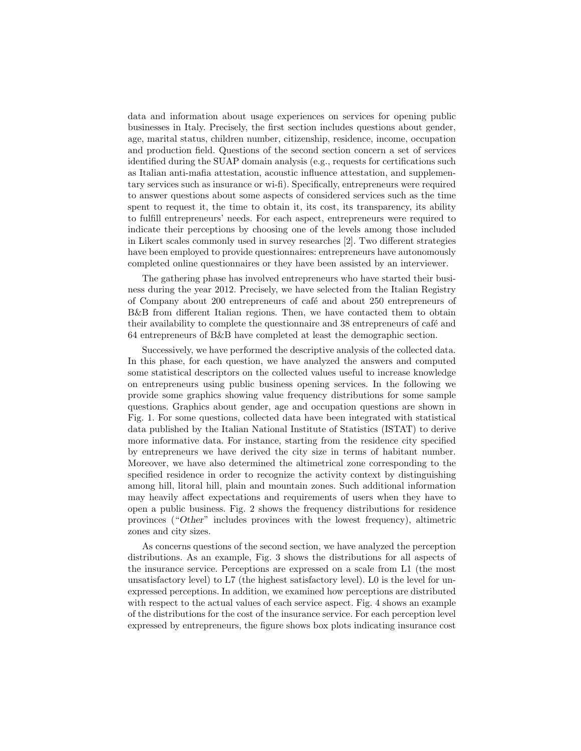data and information about usage experiences on services for opening public businesses in Italy. Precisely, the first section includes questions about gender, age, marital status, children number, citizenship, residence, income, occupation and production field. Questions of the second section concern a set of services identified during the SUAP domain analysis (e.g., requests for certifications such as Italian anti-mafia attestation, acoustic influence attestation, and supplementary services such as insurance or wi-fi). Specifically, entrepreneurs were required to answer questions about some aspects of considered services such as the time spent to request it, the time to obtain it, its cost, its transparency, its ability to fulfill entrepreneurs' needs. For each aspect, entrepreneurs were required to indicate their perceptions by choosing one of the levels among those included in Likert scales commonly used in survey researches [2]. Two different strategies have been employed to provide questionnaires: entrepreneurs have autonomously completed online questionnaires or they have been assisted by an interviewer.

The gathering phase has involved entrepreneurs who have started their business during the year 2012. Precisely, we have selected from the Italian Registry of Company about 200 entrepreneurs of café and about 250 entrepreneurs of B&B from different Italian regions. Then, we have contacted them to obtain their availability to complete the questionnaire and 38 entrepreneurs of café and 64 entrepreneurs of B&B have completed at least the demographic section.

Successively, we have performed the descriptive analysis of the collected data. In this phase, for each question, we have analyzed the answers and computed some statistical descriptors on the collected values useful to increase knowledge on entrepreneurs using public business opening services. In the following we provide some graphics showing value frequency distributions for some sample questions. Graphics about gender, age and occupation questions are shown in Fig. 1. For some questions, collected data have been integrated with statistical data published by the Italian National Institute of Statistics (ISTAT) to derive more informative data. For instance, starting from the residence city specified by entrepreneurs we have derived the city size in terms of habitant number. Moreover, we have also determined the altimetrical zone corresponding to the specified residence in order to recognize the activity context by distinguishing among hill, litoral hill, plain and mountain zones. Such additional information may heavily affect expectations and requirements of users when they have to open a public business. Fig. 2 shows the frequency distributions for residence provinces ("*Other*" includes provinces with the lowest frequency), altimetric zones and city sizes.

As concerns questions of the second section, we have analyzed the perception distributions. As an example, Fig. 3 shows the distributions for all aspects of the insurance service. Perceptions are expressed on a scale from L1 (the most unsatisfactory level) to L7 (the highest satisfactory level). L0 is the level for unexpressed perceptions. In addition, we examined how perceptions are distributed with respect to the actual values of each service aspect. Fig. 4 shows an example of the distributions for the cost of the insurance service. For each perception level expressed by entrepreneurs, the figure shows box plots indicating insurance cost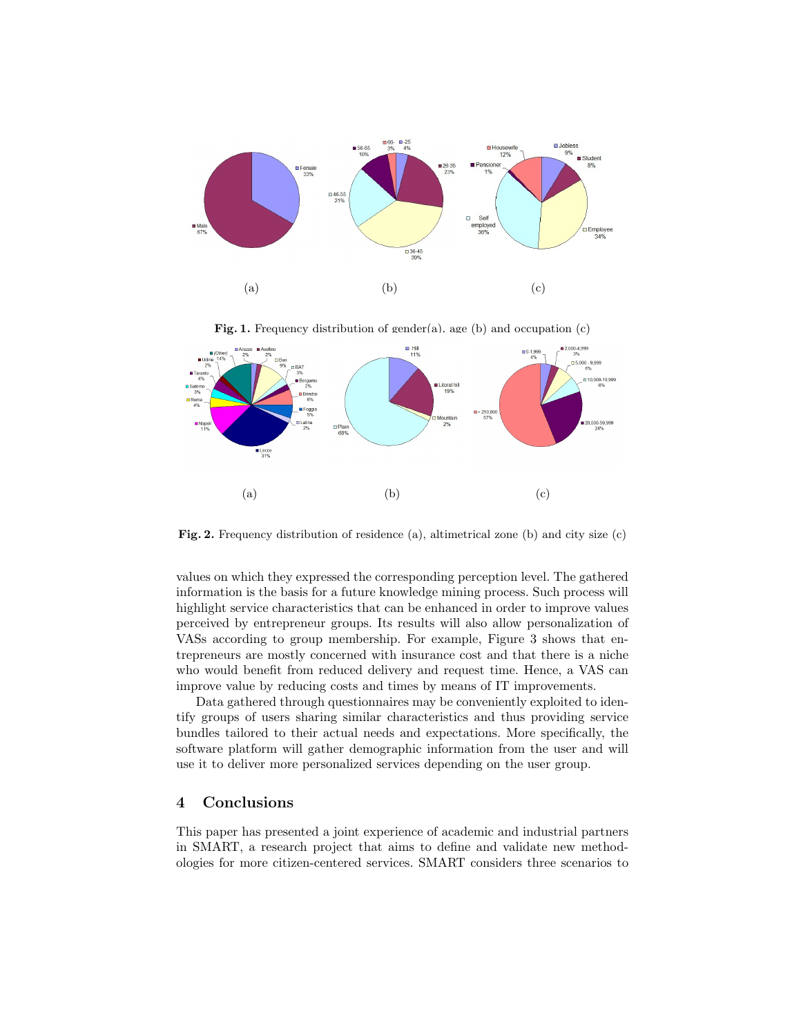**Fig. 1.** Frequency distribution of gender(a), age (b) and occupation (c)

**Fig. 2.** Frequency distribution of residence (a), altimetrical zone (b) and city size (c)

values on which they expressed the corresponding perception level. The gathered information is the basis for a future knowledge mining process. Such process will highlight service characteristics that can be enhanced in order to improve values perceived by entrepreneur groups. Its results will also allow personalization of VASs according to group membership. For example, Figure 3 shows that entrepreneurs are mostly concerned with insurance cost and that there is a niche who would benefit from reduced delivery and request time. Hence, a VAS can improve value by reducing costs and times by means of IT improvements.

Data gathered through questionnaires may be conveniently exploited to identify groups of users sharing similar characteristics and thus providing service bundles tailored to their actual needs and expectations. More specifically, the software platform will gather demographic information from the user and will use it to deliver more personalized services depending on the user group.

## 4 Conclusions

This paper has presented a joint experience of academic and industrial partners in SMART, a research project that aims to define and validate new methodologies for more citizen-centered services. SMART considers three scenarios to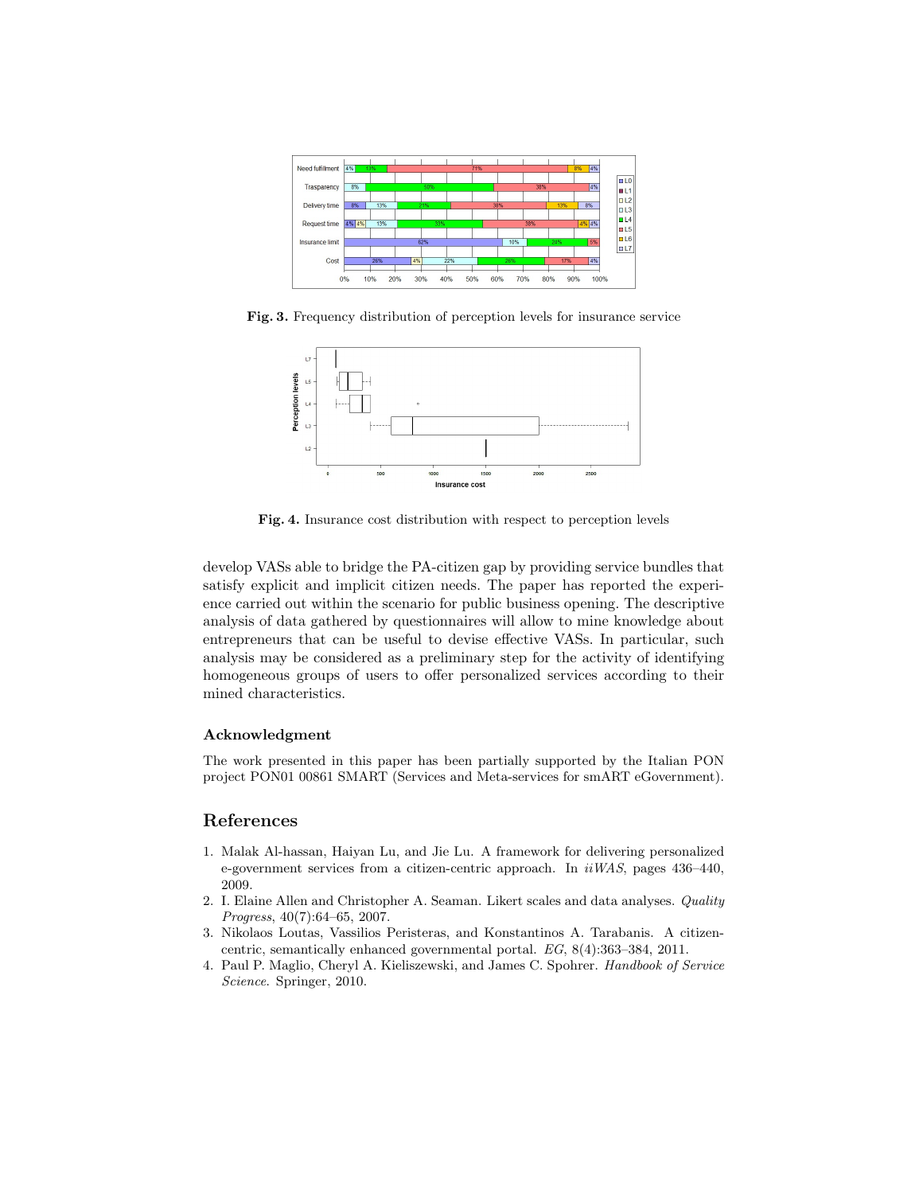Need fulfillment
Trasparency
Delivery time
Request time
Insurance limit
Cost

4% 13% 71% 8% 4%
8% 50% 38% 4%
8% 13% 21% 38% 13% 8%
4% 4% 13% 33% 38% 4% 4%
62% 10% 24% 5%
26% 4% 22% 26% 17% 4%

0% 10% 20% 30% 40% 50% 60% 70% 80% 90% 100%

L0
L1
L2
L3
L4
L5
L6
L7

**Fig. 3.** Frequency distribution of perception levels for insurance service

Perception levels

L7
L5
L4
L3
L2

0 500 1000 1500 2000 2500

Insurance cost

**Fig. 4.** Insurance cost distribution with respect to perception levels

develop VASs able to bridge the PA-citizen gap by providing service bundles that satisfy explicit and implicit citizen needs. The paper has reported the experience carried out within the scenario for public business opening. The descriptive analysis of data gathered by questionnaires will allow to mine knowledge about entrepreneurs that can be useful to devise effective VASs. In particular, such analysis may be considered as a preliminary step for the activity of identifying homogeneous groups of users to offer personalized services according to their mined characteristics.

### Acknowledgment

The work presented in this paper has been partially supported by the Italian PON project PON01 00861 SMART (Services and Meta-services for smART eGovernment).

## References

1. Malak Al-hassan, Haiyan Lu, and Jie Lu. A framework for delivering personalized e-government services from a citizen-centric approach. In *iiWAS*, pages 436–440, 2009.
2. I. Elaine Allen and Christopher A. Seaman. Likert scales and data analyses. *Quality Progress*, 40(7):64–65, 2007.
3. Nikolaos Loutas, Vassilios Peristeras, and Konstantinos A. Tarabanis. A citizen-centric, semantically enhanced governmental portal. *EG*, 8(4):363–384, 2011.
4. Paul P. Maglio, Cheryl A. Kieliszewski, and James C. Spohrer. *Handbook of Service Science*. Springer, 2010.